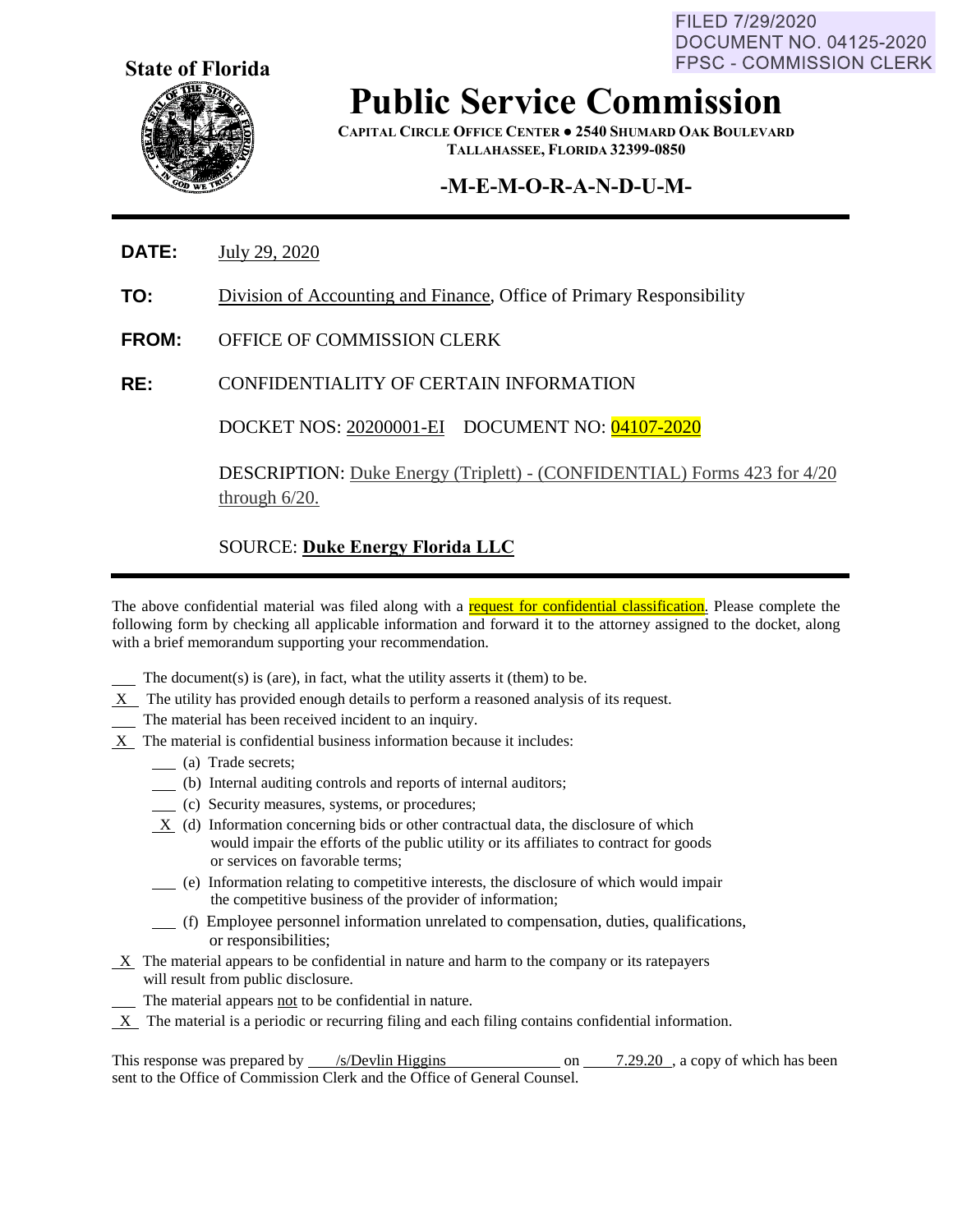FILED 7/29/2020
DOCUMENT NO. 04125-2020
FPSC - COMMISSION CLERK

**State of Florida**

# Public Service Commission

**CAPITAL CIRCLE OFFICE CENTER ● 2540 SHUMARD OAK BOULEVARD**
**TALLAHASSEE, FLORIDA 32399-0850**

## -M-E-M-O-R-A-N-D-U-M-

**DATE:** July 29, 2020

**TO:** Division of Accounting and Finance, Office of Primary Responsibility

**FROM:** OFFICE OF COMMISSION CLERK

**RE:** CONFIDENTIALITY OF CERTAIN INFORMATION

DOCKET NOS: 20200001-EI DOCUMENT NO: 04107-2020

DESCRIPTION: Duke Energy (Triplett) - (CONFIDENTIAL) Forms 423 for 4/20 through 6/20.

SOURCE: **Duke Energy Florida LLC**

---

The above confidential material was filed along with a request for confidential classification. Please complete the following form by checking all applicable information and forward it to the attorney assigned to the docket, along with a brief memorandum supporting your recommendation.

\_\_\_ The document(s) is (are), in fact, what the utility asserts it (them) to be.

\_X\_ The utility has provided enough details to perform a reasoned analysis of its request.

\_\_\_ The material has been received incident to an inquiry.

\_X\_ The material is confidential business information because it includes:

- \_\_\_ (a) Trade secrets;
- \_\_\_ (b) Internal auditing controls and reports of internal auditors;
- \_\_\_ (c) Security measures, systems, or procedures;
- \_X\_ (d) Information concerning bids or other contractual data, the disclosure of which would impair the efforts of the public utility or its affiliates to contract for goods or services on favorable terms;
- \_\_\_ (e) Information relating to competitive interests, the disclosure of which would impair the competitive business of the provider of information;
- \_\_\_ (f) Employee personnel information unrelated to compensation, duties, qualifications, or responsibilities;

\_X\_ The material appears to be confidential in nature and harm to the company or its ratepayers will result from public disclosure.

\_\_\_ The material appears not to be confidential in nature.

\_X\_ The material is a periodic or recurring filing and each filing contains confidential information.

This response was prepared by /s/Devlin Higgins on 7.29.20, a copy of which has been sent to the Office of Commission Clerk and the Office of General Counsel.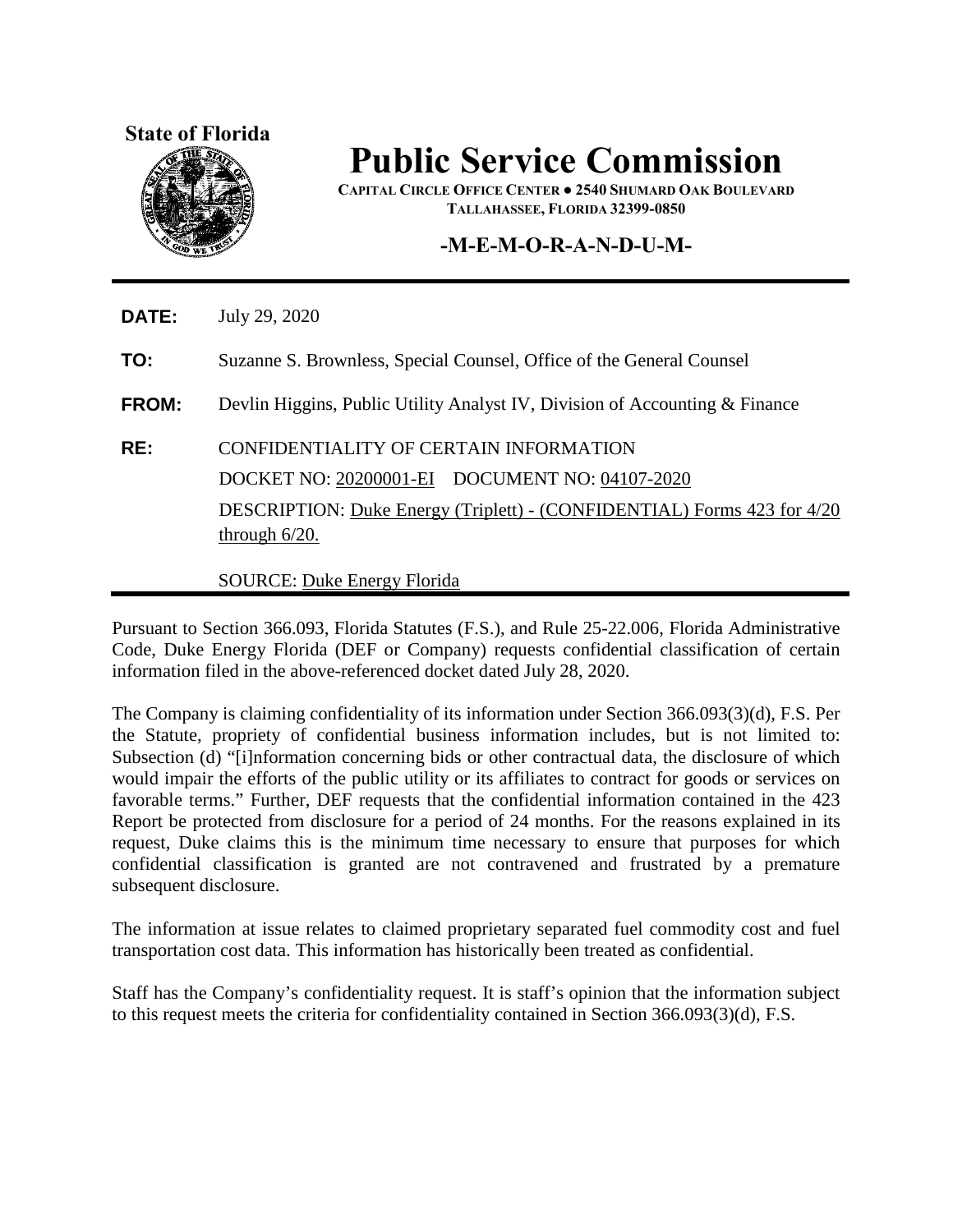**State of Florida**

# Public Service Commission

**CAPITAL CIRCLE OFFICE CENTER ● 2540 SHUMARD OAK BOULEVARD**
**TALLAHASSEE, FLORIDA 32399-0850**

## -M-E-M-O-R-A-N-D-U-M-

**DATE:** July 29, 2020

**TO:** Suzanne S. Brownless, Special Counsel, Office of the General Counsel

**FROM:** Devlin Higgins, Public Utility Analyst IV, Division of Accounting & Finance

**RE:** CONFIDENTIALITY OF CERTAIN INFORMATION
DOCKET NO: 20200001-EI DOCUMENT NO: 04107-2020
DESCRIPTION: Duke Energy (Triplett) - (CONFIDENTIAL) Forms 423 for 4/20 through 6/20.

SOURCE: Duke Energy Florida

Pursuant to Section 366.093, Florida Statutes (F.S.), and Rule 25-22.006, Florida Administrative Code, Duke Energy Florida (DEF or Company) requests confidential classification of certain information filed in the above-referenced docket dated July 28, 2020.

The Company is claiming confidentiality of its information under Section 366.093(3)(d), F.S. Per the Statute, propriety of confidential business information includes, but is not limited to: Subsection (d) "[i]nformation concerning bids or other contractual data, the disclosure of which would impair the efforts of the public utility or its affiliates to contract for goods or services on favorable terms." Further, DEF requests that the confidential information contained in the 423 Report be protected from disclosure for a period of 24 months. For the reasons explained in its request, Duke claims this is the minimum time necessary to ensure that purposes for which confidential classification is granted are not contravened and frustrated by a premature subsequent disclosure.

The information at issue relates to claimed proprietary separated fuel commodity cost and fuel transportation cost data. This information has historically been treated as confidential.

Staff has the Company's confidentiality request. It is staff's opinion that the information subject to this request meets the criteria for confidentiality contained in Section 366.093(3)(d), F.S.